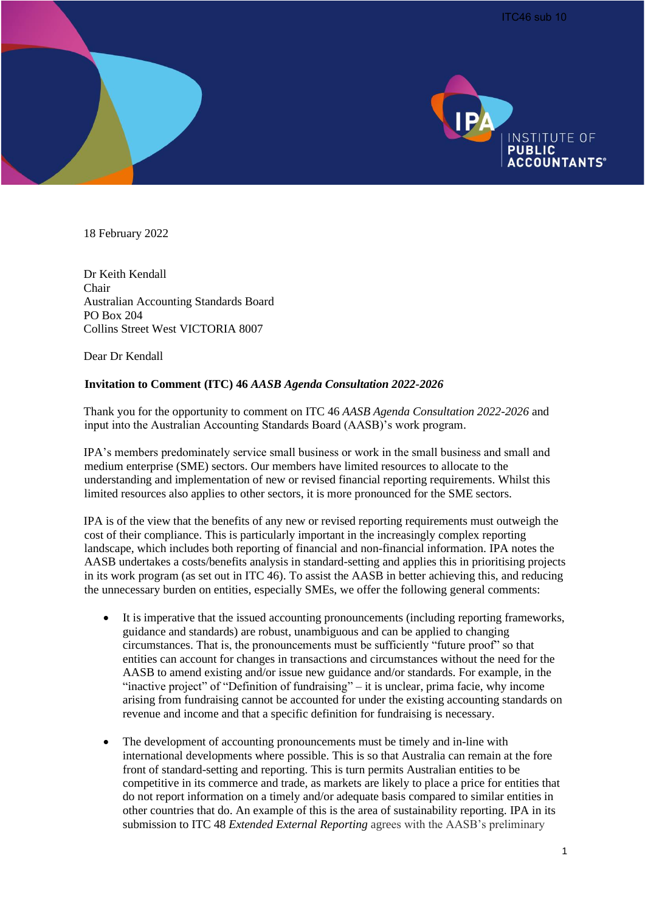ITC46 sub 10

INSTITUTE OF **PUBLIC ACCOUNTANTS®**

18 February 2022

Dr Keith Kendall
Chair
Australian Accounting Standards Board
PO Box 204
Collins Street West VICTORIA 8007

Dear Dr Kendall

**Invitation to Comment (ITC) 46 *AASB Agenda Consultation 2022-2026***

Thank you for the opportunity to comment on ITC 46 *AASB Agenda Consultation 2022-2026* and input into the Australian Accounting Standards Board (AASB)'s work program.

IPA's members predominately service small business or work in the small business and small and medium enterprise (SME) sectors. Our members have limited resources to allocate to the understanding and implementation of new or revised financial reporting requirements. Whilst this limited resources also applies to other sectors, it is more pronounced for the SME sectors.

IPA is of the view that the benefits of any new or revised reporting requirements must outweigh the cost of their compliance. This is particularly important in the increasingly complex reporting landscape, which includes both reporting of financial and non-financial information. IPA notes the AASB undertakes a costs/benefits analysis in standard-setting and applies this in prioritising projects in its work program (as set out in ITC 46). To assist the AASB in better achieving this, and reducing the unnecessary burden on entities, especially SMEs, we offer the following general comments:

- It is imperative that the issued accounting pronouncements (including reporting frameworks, guidance and standards) are robust, unambiguous and can be applied to changing circumstances. That is, the pronouncements must be sufficiently "future proof" so that entities can account for changes in transactions and circumstances without the need for the AASB to amend existing and/or issue new guidance and/or standards. For example, in the "inactive project" of "Definition of fundraising" – it is unclear, prima facie, why income arising from fundraising cannot be accounted for under the existing accounting standards on revenue and income and that a specific definition for fundraising is necessary.

- The development of accounting pronouncements must be timely and in-line with international developments where possible. This is so that Australia can remain at the fore front of standard-setting and reporting. This is turn permits Australian entities to be competitive in its commerce and trade, as markets are likely to place a price for entities that do not report information on a timely and/or adequate basis compared to similar entities in other countries that do. An example of this is the area of sustainability reporting. IPA in its submission to ITC 48 *Extended External Reporting* agrees with the AASB's preliminary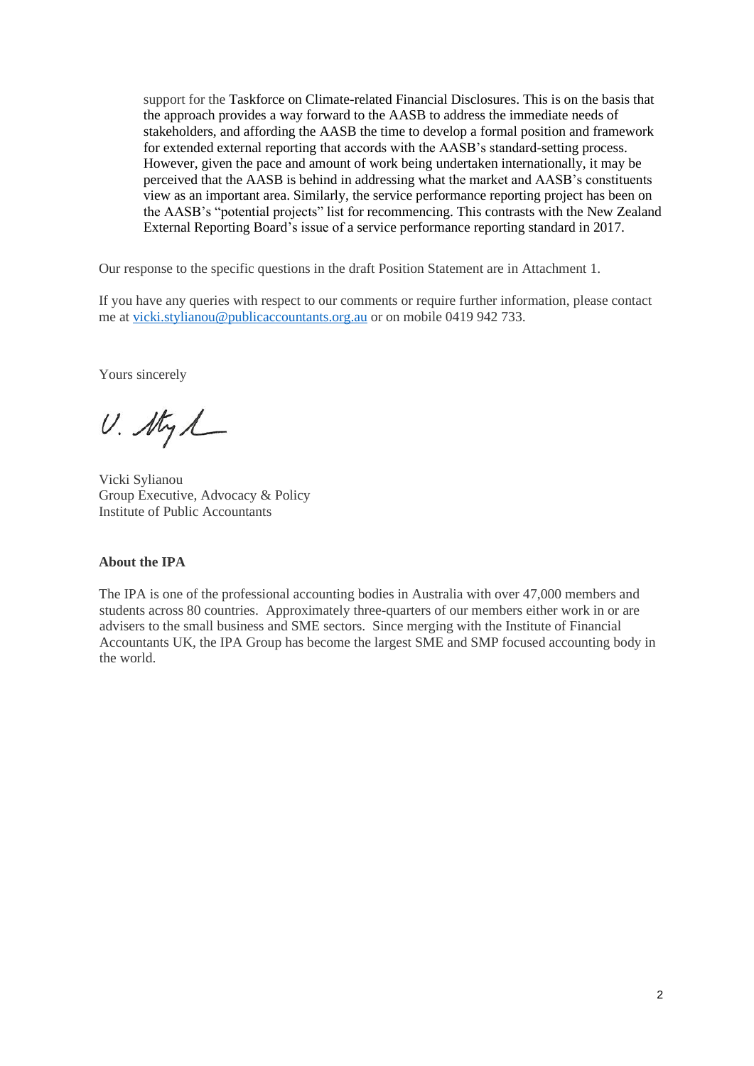support for the Taskforce on Climate-related Financial Disclosures. This is on the basis that the approach provides a way forward to the AASB to address the immediate needs of stakeholders, and affording the AASB the time to develop a formal position and framework for extended external reporting that accords with the AASB's standard-setting process. However, given the pace and amount of work being undertaken internationally, it may be perceived that the AASB is behind in addressing what the market and AASB's constituents view as an important area. Similarly, the service performance reporting project has been on the AASB's "potential projects" list for recommencing. This contrasts with the New Zealand External Reporting Board's issue of a service performance reporting standard in 2017.

Our response to the specific questions in the draft Position Statement are in Attachment 1.

If you have any queries with respect to our comments or require further information, please contact me at vicki.stylianou@publicaccountants.org.au or on mobile 0419 942 733.

Yours sincerely

Vicki Sylianou
Group Executive, Advocacy & Policy
Institute of Public Accountants

**About the IPA**

The IPA is one of the professional accounting bodies in Australia with over 47,000 members and students across 80 countries. Approximately three-quarters of our members either work in or are advisers to the small business and SME sectors. Since merging with the Institute of Financial Accountants UK, the IPA Group has become the largest SME and SMP focused accounting body in the world.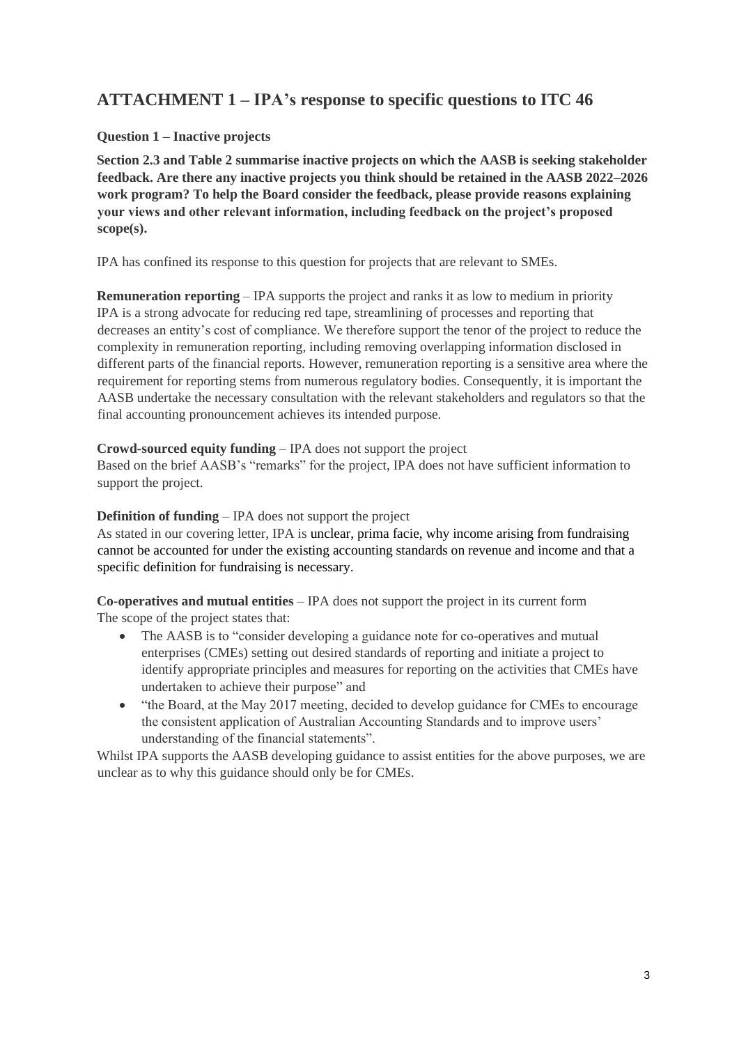## ATTACHMENT 1 – IPA's response to specific questions to ITC 46

**Question 1 – Inactive projects**

**Section 2.3 and Table 2 summarise inactive projects on which the AASB is seeking stakeholder feedback. Are there any inactive projects you think should be retained in the AASB 2022–2026 work program? To help the Board consider the feedback, please provide reasons explaining your views and other relevant information, including feedback on the project's proposed scope(s).**

IPA has confined its response to this question for projects that are relevant to SMEs.

**Remuneration reporting** – IPA supports the project and ranks it as low to medium in priority
IPA is a strong advocate for reducing red tape, streamlining of processes and reporting that decreases an entity's cost of compliance. We therefore support the tenor of the project to reduce the complexity in remuneration reporting, including removing overlapping information disclosed in different parts of the financial reports. However, remuneration reporting is a sensitive area where the requirement for reporting stems from numerous regulatory bodies. Consequently, it is important the AASB undertake the necessary consultation with the relevant stakeholders and regulators so that the final accounting pronouncement achieves its intended purpose.

**Crowd-sourced equity funding** – IPA does not support the project
Based on the brief AASB's "remarks" for the project, IPA does not have sufficient information to support the project.

**Definition of funding** – IPA does not support the project
As stated in our covering letter, IPA is unclear, prima facie, why income arising from fundraising cannot be accounted for under the existing accounting standards on revenue and income and that a specific definition for fundraising is necessary.

**Co-operatives and mutual entities** – IPA does not support the project in its current form
The scope of the project states that:

- The AASB is to "consider developing a guidance note for co-operatives and mutual enterprises (CMEs) setting out desired standards of reporting and initiate a project to identify appropriate principles and measures for reporting on the activities that CMEs have undertaken to achieve their purpose" and
- "the Board, at the May 2017 meeting, decided to develop guidance for CMEs to encourage the consistent application of Australian Accounting Standards and to improve users' understanding of the financial statements".

Whilst IPA supports the AASB developing guidance to assist entities for the above purposes, we are unclear as to why this guidance should only be for CMEs.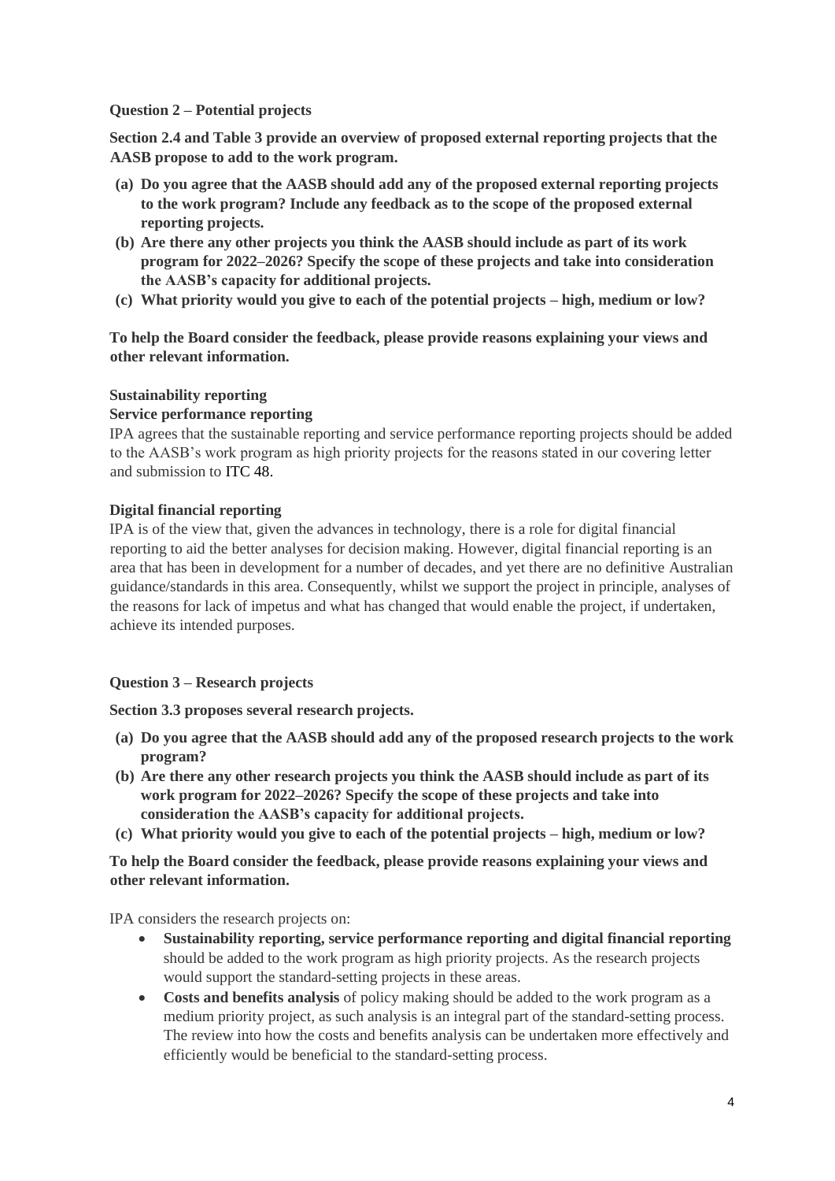**Question 2 – Potential projects**

**Section 2.4 and Table 3 provide an overview of proposed external reporting projects that the AASB propose to add to the work program.**

**(a) Do you agree that the AASB should add any of the proposed external reporting projects to the work program? Include any feedback as to the scope of the proposed external reporting projects.**

**(b) Are there any other projects you think the AASB should include as part of its work program for 2022–2026? Specify the scope of these projects and take into consideration the AASB's capacity for additional projects.**

**(c) What priority would you give to each of the potential projects – high, medium or low?**

**To help the Board consider the feedback, please provide reasons explaining your views and other relevant information.**

**Sustainability reporting**

**Service performance reporting**

IPA agrees that the sustainable reporting and service performance reporting projects should be added to the AASB's work program as high priority projects for the reasons stated in our covering letter and submission to ITC 48.

**Digital financial reporting**

IPA is of the view that, given the advances in technology, there is a role for digital financial reporting to aid the better analyses for decision making. However, digital financial reporting is an area that has been in development for a number of decades, and yet there are no definitive Australian guidance/standards in this area. Consequently, whilst we support the project in principle, analyses of the reasons for lack of impetus and what has changed that would enable the project, if undertaken, achieve its intended purposes.

**Question 3 – Research projects**

**Section 3.3 proposes several research projects.**

**(a) Do you agree that the AASB should add any of the proposed research projects to the work program?**

**(b) Are there any other research projects you think the AASB should include as part of its work program for 2022–2026? Specify the scope of these projects and take into consideration the AASB's capacity for additional projects.**

**(c) What priority would you give to each of the potential projects – high, medium or low?**

**To help the Board consider the feedback, please provide reasons explaining your views and other relevant information.**

IPA considers the research projects on:

- **Sustainability reporting, service performance reporting and digital financial reporting** should be added to the work program as high priority projects. As the research projects would support the standard-setting projects in these areas.
- **Costs and benefits analysis** of policy making should be added to the work program as a medium priority project, as such analysis is an integral part of the standard-setting process. The review into how the costs and benefits analysis can be undertaken more effectively and efficiently would be beneficial to the standard-setting process.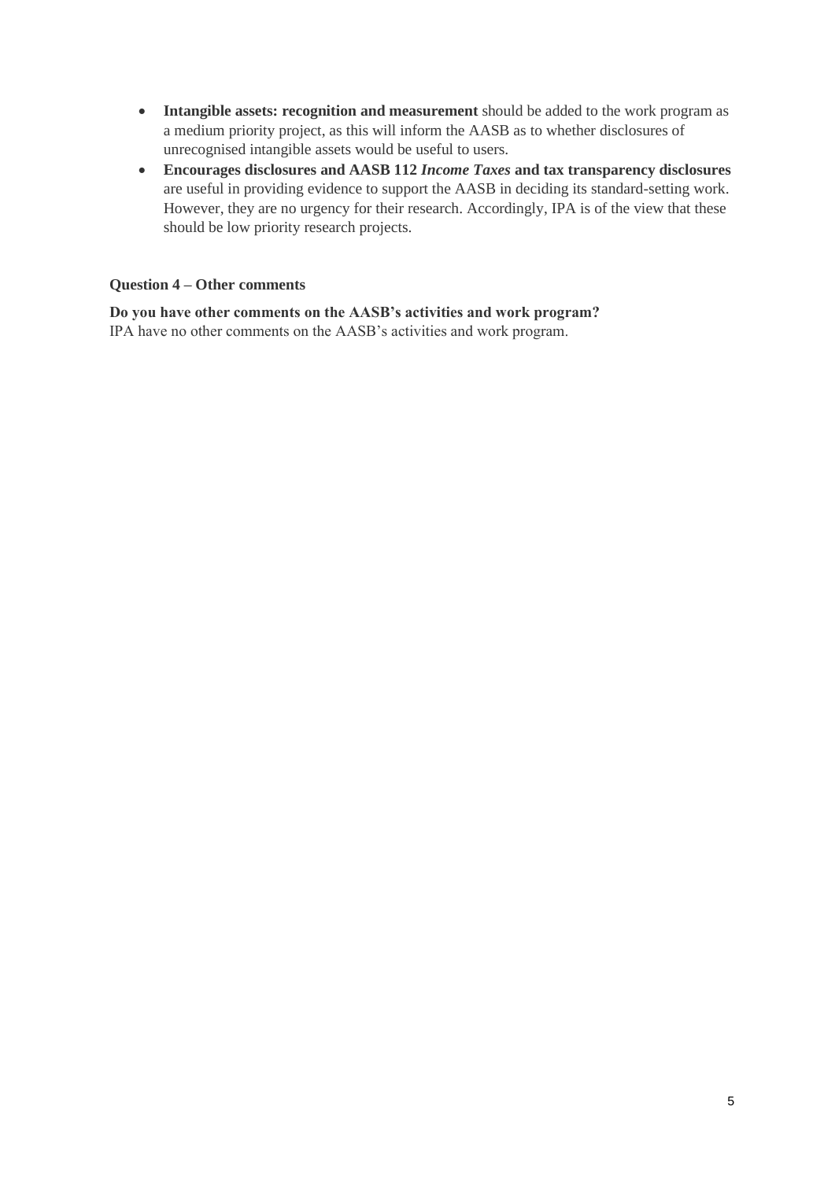- **Intangible assets: recognition and measurement** should be added to the work program as a medium priority project, as this will inform the AASB as to whether disclosures of unrecognised intangible assets would be useful to users.
- **Encourages disclosures and AASB 112 *Income Taxes* and tax transparency disclosures** are useful in providing evidence to support the AASB in deciding its standard-setting work. However, they are no urgency for their research. Accordingly, IPA is of the view that these should be low priority research projects.

### Question 4 – Other comments

**Do you have other comments on the AASB's activities and work program?**
IPA have no other comments on the AASB's activities and work program.